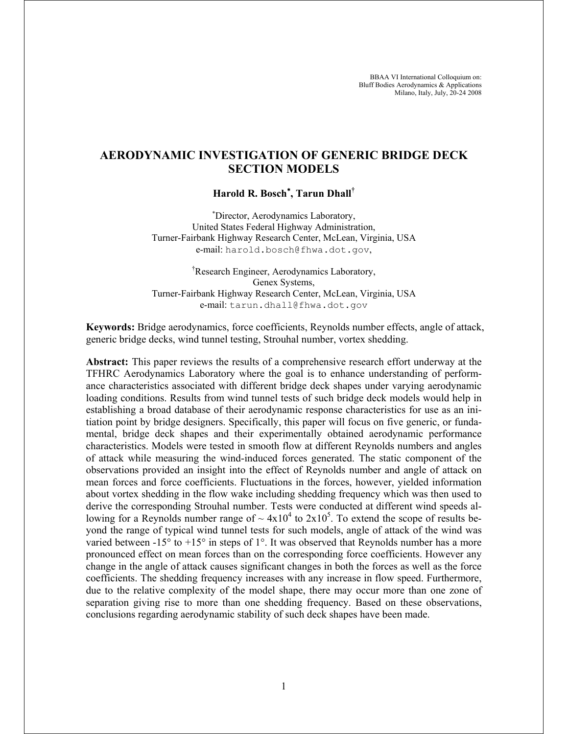BBAA VI International Colloquium on:
Bluff Bodies Aerodynamics & Applications
Milano, Italy, July, 20-24 2008

# AERODYNAMIC INVESTIGATION OF GENERIC BRIDGE DECK SECTION MODELS

**Harold R. Bosch[*], Tarun Dhall[†]**

[*]Director, Aerodynamics Laboratory,
United States Federal Highway Administration,
Turner-Fairbank Highway Research Center, McLean, Virginia, USA
e-mail: harold.bosch@fhwa.dot.gov,

[†]Research Engineer, Aerodynamics Laboratory,
Genex Systems,
Turner-Fairbank Highway Research Center, McLean, Virginia, USA
e-mail: tarun.dhall@fhwa.dot.gov

**Keywords:** Bridge aerodynamics, force coefficients, Reynolds number effects, angle of attack, generic bridge decks, wind tunnel testing, Strouhal number, vortex shedding.

**Abstract:** This paper reviews the results of a comprehensive research effort underway at the TFHRC Aerodynamics Laboratory where the goal is to enhance understanding of performance characteristics associated with different bridge deck shapes under varying aerodynamic loading conditions. Results from wind tunnel tests of such bridge deck models would help in establishing a broad database of their aerodynamic response characteristics for use as an initiation point by bridge designers. Specifically, this paper will focus on five generic, or fundamental, bridge deck shapes and their experimentally obtained aerodynamic performance characteristics. Models were tested in smooth flow at different Reynolds numbers and angles of attack while measuring the wind-induced forces generated. The static component of the observations provided an insight into the effect of Reynolds number and angle of attack on mean forces and force coefficients. Fluctuations in the forces, however, yielded information about vortex shedding in the flow wake including shedding frequency which was then used to derive the corresponding Strouhal number. Tests were conducted at different wind speeds allowing for a Reynolds number range of ~ $4 \times 10^4$ to $2 \times 10^5$. To extend the scope of results beyond the range of typical wind tunnel tests for such models, angle of attack of the wind was varied between -15° to +15° in steps of 1°. It was observed that Reynolds number has a more pronounced effect on mean forces than on the corresponding force coefficients. However any change in the angle of attack causes significant changes in both the forces as well as the force coefficients. The shedding frequency increases with any increase in flow speed. Furthermore, due to the relative complexity of the model shape, there may occur more than one zone of separation giving rise to more than one shedding frequency. Based on these observations, conclusions regarding aerodynamic stability of such deck shapes have been made.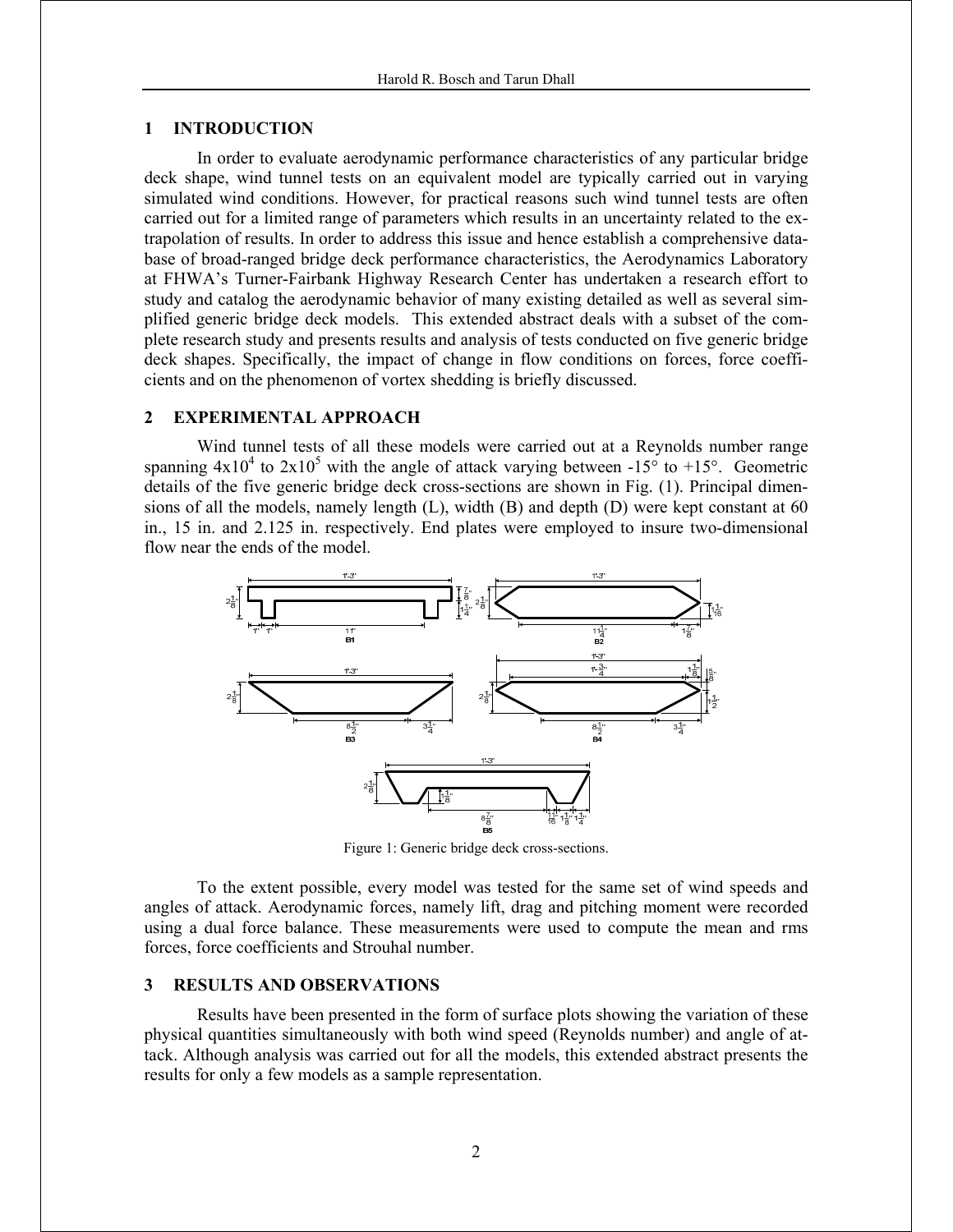## 1 INTRODUCTION

In order to evaluate aerodynamic performance characteristics of any particular bridge deck shape, wind tunnel tests on an equivalent model are typically carried out in varying simulated wind conditions. However, for practical reasons such wind tunnel tests are often carried out for a limited range of parameters which results in an uncertainty related to the extrapolation of results. In order to address this issue and hence establish a comprehensive database of broad-ranged bridge deck performance characteristics, the Aerodynamics Laboratory at FHWA's Turner-Fairbank Highway Research Center has undertaken a research effort to study and catalog the aerodynamic behavior of many existing detailed as well as several simplified generic bridge deck models. This extended abstract deals with a subset of the complete research study and presents results and analysis of tests conducted on five generic bridge deck shapes. Specifically, the impact of change in flow conditions on forces, force coefficients and on the phenomenon of vortex shedding is briefly discussed.

## 2 EXPERIMENTAL APPROACH

Wind tunnel tests of all these models were carried out at a Reynolds number range spanning $4x10^4$ to $2x10^5$ with the angle of attack varying between -15° to +15°. Geometric details of the five generic bridge deck cross-sections are shown in Fig. (1). Principal dimensions of all the models, namely length (L), width (B) and depth (D) were kept constant at 60 in., 15 in. and 2.125 in. respectively. End plates were employed to insure two-dimensional flow near the ends of the model.

Figure 1: Generic bridge deck cross-sections.

To the extent possible, every model was tested for the same set of wind speeds and angles of attack. Aerodynamic forces, namely lift, drag and pitching moment were recorded using a dual force balance. These measurements were used to compute the mean and rms forces, force coefficients and Strouhal number.

## 3 RESULTS AND OBSERVATIONS

Results have been presented in the form of surface plots showing the variation of these physical quantities simultaneously with both wind speed (Reynolds number) and angle of attack. Although analysis was carried out for all the models, this extended abstract presents the results for only a few models as a sample representation.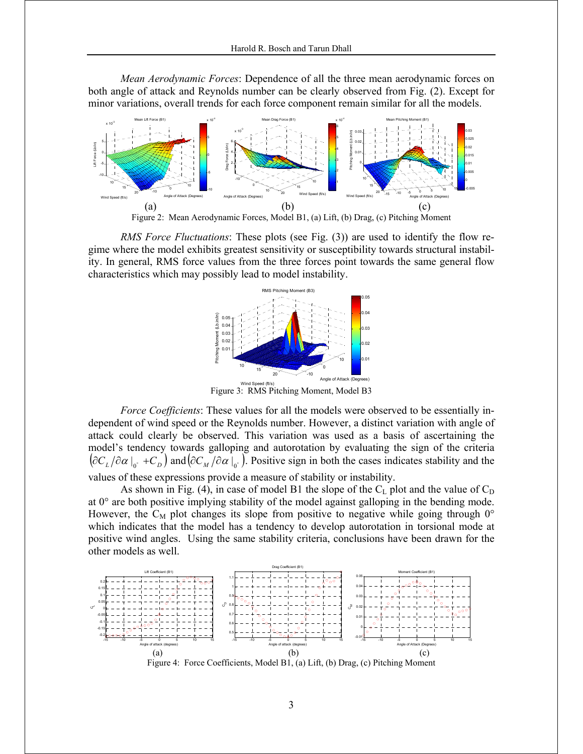*Mean Aerodynamic Forces*: Dependence of all the three mean aerodynamic forces on both angle of attack and Reynolds number can be clearly observed from Fig. (2). Except for minor variations, overall trends for each force component remain similar for all the models.

Figure 2: Mean Aerodynamic Forces, Model B1, (a) Lift, (b) Drag, (c) Pitching Moment

*RMS Force Fluctuations*: These plots (see Fig. (3)) are used to identify the flow regime where the model exhibits greatest sensitivity or susceptibility towards structural instability. In general, RMS force values from the three forces point towards the same general flow characteristics which may possibly lead to model instability.

Figure 3: RMS Pitching Moment, Model B3

*Force Coefficients*: These values for all the models were observed to be essentially independent of wind speed or the Reynolds number. However, a distinct variation with angle of attack could clearly be observed. This variation was used as a basis of ascertaining the model's tendency towards galloping and autorotation by evaluating the sign of the criteria $\left(\partial C_L / \partial \alpha\,|_{0^\circ} + C_D\right)$ and $\left(\partial C_M / \partial \alpha\,|_{0^\circ}\right)$. Positive sign in both the cases indicates stability and the values of these expressions provide a measure of stability or instability.

As shown in Fig. (4), in case of model B1 the slope of the $C_L$ plot and the value of $C_D$ at 0° are both positive implying stability of the model against galloping in the bending mode. However, the $C_M$ plot changes its slope from positive to negative while going through 0° which indicates that the model has a tendency to develop autorotation in torsional mode at positive wind angles. Using the same stability criteria, conclusions have been drawn for the other models as well.

Figure 4: Force Coefficients, Model B1, (a) Lift, (b) Drag, (c) Pitching Moment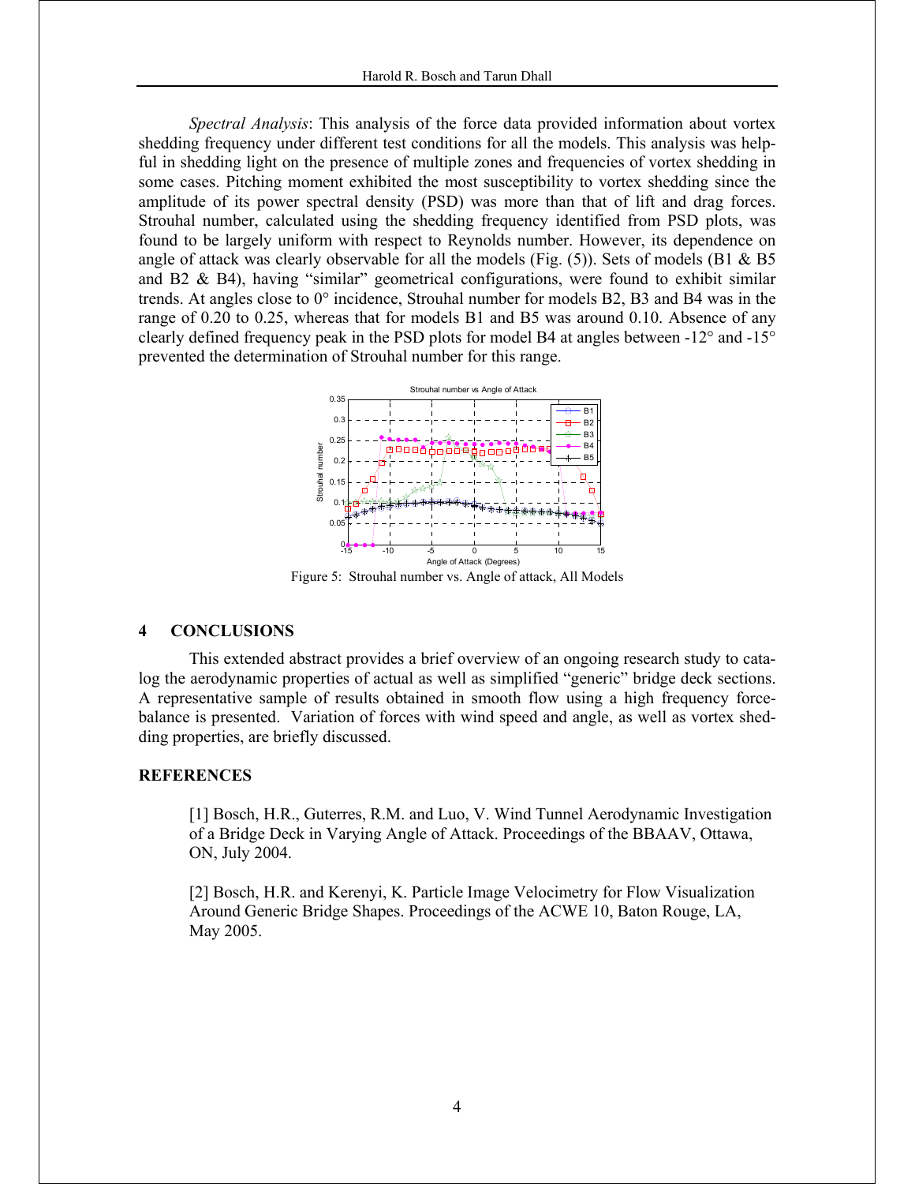*Spectral Analysis*: This analysis of the force data provided information about vortex shedding frequency under different test conditions for all the models. This analysis was helpful in shedding light on the presence of multiple zones and frequencies of vortex shedding in some cases. Pitching moment exhibited the most susceptibility to vortex shedding since the amplitude of its power spectral density (PSD) was more than that of lift and drag forces. Strouhal number, calculated using the shedding frequency identified from PSD plots, was found to be largely uniform with respect to Reynolds number. However, its dependence on angle of attack was clearly observable for all the models (Fig. (5)). Sets of models (B1 & B5 and B2 & B4), having "similar" geometrical configurations, were found to exhibit similar trends. At angles close to 0° incidence, Strouhal number for models B2, B3 and B4 was in the range of 0.20 to 0.25, whereas that for models B1 and B5 was around 0.10. Absence of any clearly defined frequency peak in the PSD plots for model B4 at angles between -12° and -15° prevented the determination of Strouhal number for this range.

Strouhal number vs Angle of Attack

Strouhal number

0.35
0.3
0.25
0.2
0.15
0.1
0.05
0

-15
-10
-5
0
5
10
15

Angle of Attack (Degrees)

B1
B2
B3
B4
B5

Figure 5: Strouhal number vs. Angle of attack, All Models

## 4 CONCLUSIONS

This extended abstract provides a brief overview of an ongoing research study to catalog the aerodynamic properties of actual as well as simplified "generic" bridge deck sections. A representative sample of results obtained in smooth flow using a high frequency force-balance is presented. Variation of forces with wind speed and angle, as well as vortex shedding properties, are briefly discussed.

## REFERENCES

[1] Bosch, H.R., Guterres, R.M. and Luo, V. Wind Tunnel Aerodynamic Investigation of a Bridge Deck in Varying Angle of Attack. Proceedings of the BBAAV, Ottawa, ON, July 2004.

[2] Bosch, H.R. and Kerenyi, K. Particle Image Velocimetry for Flow Visualization Around Generic Bridge Shapes. Proceedings of the ACWE 10, Baton Rouge, LA, May 2005.